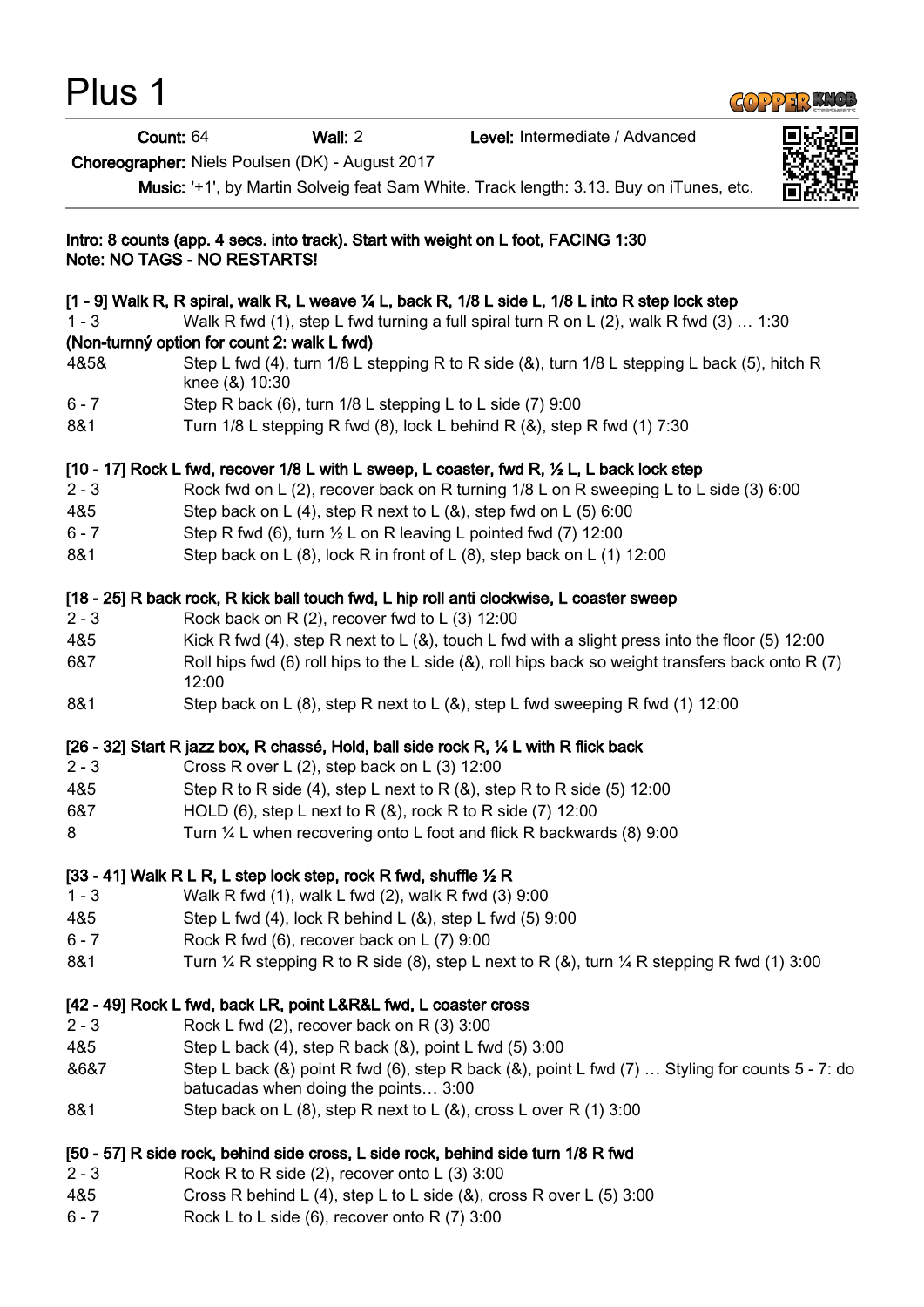# Plus 1

**Count:** 64 **Wall:** 2 **Level:** Intermediate / Advanced

**Choreographer:** Niels Poulsen (DK) - August 2017

**Music:** '+1', by Martin Solveig feat Sam White. Track length: 3.13. Buy on iTunes, etc.

**Intro: 8 counts (app. 4 secs. into track). Start with weight on L foot, FACING 1:30**
**Note: NO TAGS - NO RESTARTS!**

**[1 - 9] Walk R, R spiral, walk R, L weave ¼ L, back R, 1/8 L side L, 1/8 L into R step lock step**

| | |
|---|---|
| 1 - 3 | Walk R fwd (1), step L fwd turning a full spiral turn R on L (2), walk R fwd (3) … 1:30 |
| **(Non-turnný option for count 2: walk L fwd)** | |
| 4&5& | Step L fwd (4), turn 1/8 L stepping R to R side (&), turn 1/8 L stepping L back (5), hitch R knee (&) 10:30 |
| 6 - 7 | Step R back (6), turn 1/8 L stepping L to L side (7) 9:00 |
| 8&1 | Turn 1/8 L stepping R fwd (8), lock L behind R (&), step R fwd (1) 7:30 |

**[10 - 17] Rock L fwd, recover 1/8 L with L sweep, L coaster, fwd R, ½ L, L back lock step**

| | |
|---|---|
| 2 - 3 | Rock fwd on L (2), recover back on R turning 1/8 L on R sweeping L to L side (3) 6:00 |
| 4&5 | Step back on L (4), step R next to L (&), step fwd on L (5) 6:00 |
| 6 - 7 | Step R fwd (6), turn ½ L on R leaving L pointed fwd (7) 12:00 |
| 8&1 | Step back on L (8), lock R in front of L (8), step back on L (1) 12:00 |

**[18 - 25] R back rock, R kick ball touch fwd, L hip roll anti clockwise, L coaster sweep**

| | |
|---|---|
| 2 - 3 | Rock back on R (2), recover fwd to L (3) 12:00 |
| 4&5 | Kick R fwd (4), step R next to L (&), touch L fwd with a slight press into the floor (5) 12:00 |
| 6&7 | Roll hips fwd (6) roll hips to the L side (&), roll hips back so weight transfers back onto R (7) 12:00 |
| 8&1 | Step back on L (8), step R next to L (&), step L fwd sweeping R fwd (1) 12:00 |

**[26 - 32] Start R jazz box, R chassé, Hold, ball side rock R, ¼ L with R flick back**

| | |
|---|---|
| 2 - 3 | Cross R over L (2), step back on L (3) 12:00 |
| 4&5 | Step R to R side (4), step L next to R (&), step R to R side (5) 12:00 |
| 6&7 | HOLD (6), step L next to R (&), rock R to R side (7) 12:00 |
| 8 | Turn ¼ L when recovering onto L foot and flick R backwards (8) 9:00 |

**[33 - 41] Walk R L R, L step lock step, rock R fwd, shuffle ½ R**

| | |
|---|---|
| 1 - 3 | Walk R fwd (1), walk L fwd (2), walk R fwd (3) 9:00 |
| 4&5 | Step L fwd (4), lock R behind L (&), step L fwd (5) 9:00 |
| 6 - 7 | Rock R fwd (6), recover back on L (7) 9:00 |
| 8&1 | Turn ¼ R stepping R to R side (8), step L next to R (&), turn ¼ R stepping R fwd (1) 3:00 |

**[42 - 49] Rock L fwd, back LR, point L&R&L fwd, L coaster cross**

| | |
|---|---|
| 2 - 3 | Rock L fwd (2), recover back on R (3) 3:00 |
| 4&5 | Step L back (4), step R back (&), point L fwd (5) 3:00 |
| &6&7 | Step L back (&) point R fwd (6), step R back (&), point L fwd (7) … Styling for counts 5 - 7: do batucadas when doing the points… 3:00 |
| 8&1 | Step back on L (8), step R next to L (&), cross L over R (1) 3:00 |

**[50 - 57] R side rock, behind side cross, L side rock, behind side turn 1/8 R fwd**

| | |
|---|---|
| 2 - 3 | Rock R to R side (2), recover onto L (3) 3:00 |
| 4&5 | Cross R behind L (4), step L to L side (&), cross R over L (5) 3:00 |
| 6 - 7 | Rock L to L side (6), recover onto R (7) 3:00 |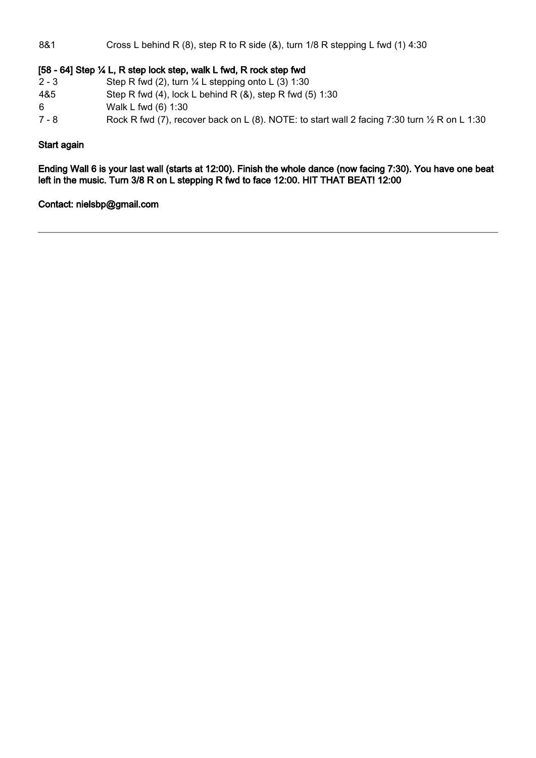8&1 Cross L behind R (8), step R to R side (&), turn 1/8 R stepping L fwd (1) 4:30

**[58 - 64] Step ¼ L, R step lock step, walk L fwd, R rock step fwd**

| | |
|---|---|
| 2 - 3 | Step R fwd (2), turn ¼ L stepping onto L (3) 1:30 |
| 4&5 | Step R fwd (4), lock L behind R (&), step R fwd (5) 1:30 |
| 6 | Walk L fwd (6) 1:30 |
| 7 - 8 | Rock R fwd (7), recover back on L (8). NOTE: to start wall 2 facing 7:30 turn ½ R on L 1:30 |

**Start again**

**Ending Wall 6 is your last wall (starts at 12:00). Finish the whole dance (now facing 7:30). You have one beat left in the music. Turn 3/8 R on L stepping R fwd to face 12:00. HIT THAT BEAT! 12:00**

**Contact: nielsbp@gmail.com**

---